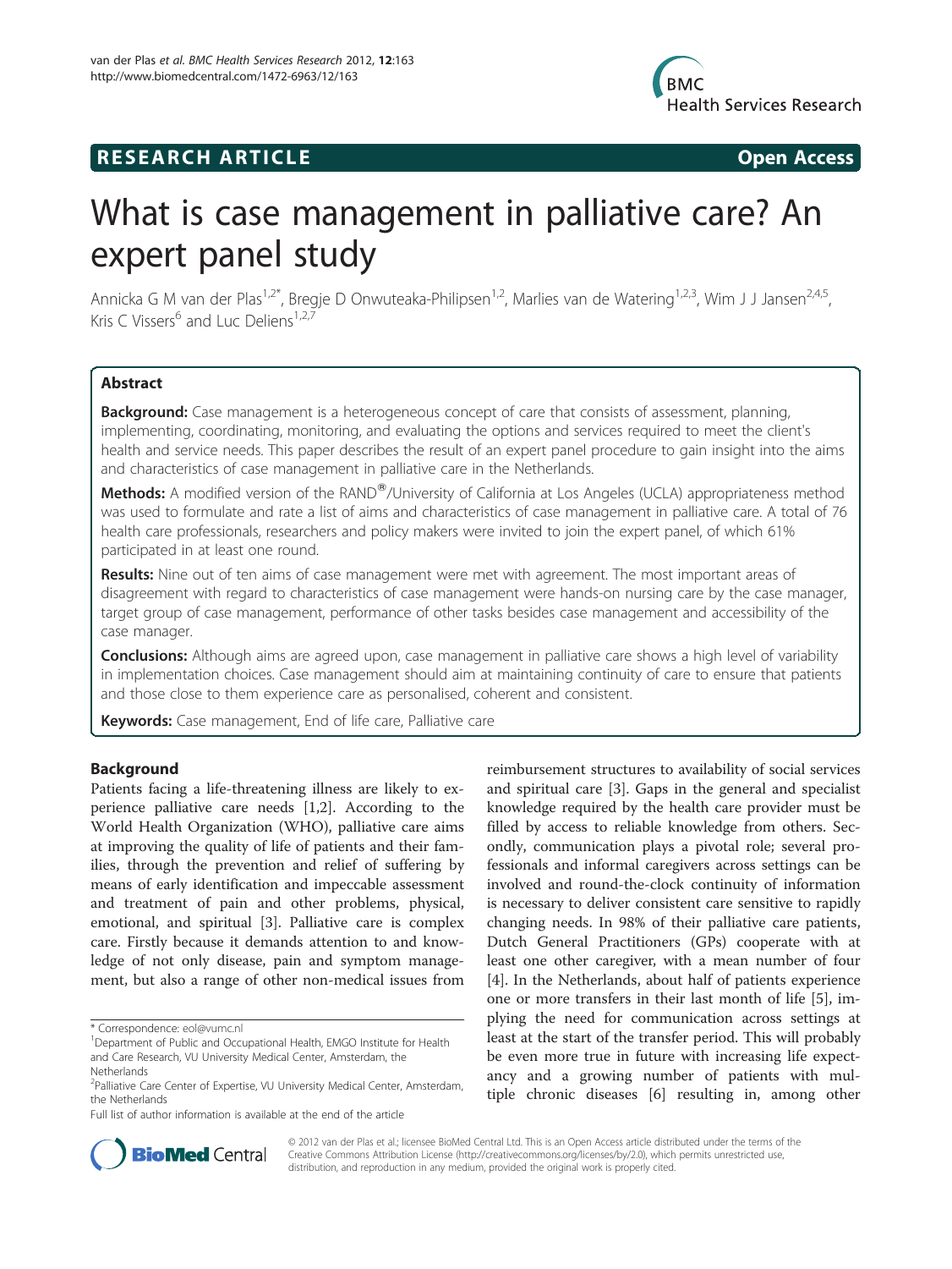**RESEARCH ARTICLE** **Open Access**

# What is case management in palliative care? An expert panel study

Annicka G M van der Plas[1,2*], Bregje D Onwuteaka-Philipsen[1,2], Marlies van de Watering[1,2,3], Wim J J Jansen[2,4,5], Kris C Vissers[6] and Luc Deliens[1,2,7]

## Abstract

**Background:** Case management is a heterogeneous concept of care that consists of assessment, planning, implementing, coordinating, monitoring, and evaluating the options and services required to meet the client's health and service needs. This paper describes the result of an expert panel procedure to gain insight into the aims and characteristics of case management in palliative care in the Netherlands.

**Methods:** A modified version of the RAND®/University of California at Los Angeles (UCLA) appropriateness method was used to formulate and rate a list of aims and characteristics of case management in palliative care. A total of 76 health care professionals, researchers and policy makers were invited to join the expert panel, of which 61% participated in at least one round.

**Results:** Nine out of ten aims of case management were met with agreement. The most important areas of disagreement with regard to characteristics of case management were hands-on nursing care by the case manager, target group of case management, performance of other tasks besides case management and accessibility of the case manager.

**Conclusions:** Although aims are agreed upon, case management in palliative care shows a high level of variability in implementation choices. Case management should aim at maintaining continuity of care to ensure that patients and those close to them experience care as personalised, coherent and consistent.

**Keywords:** Case management, End of life care, Palliative care

## Background

Patients facing a life-threatening illness are likely to experience palliative care needs [1,2]. According to the World Health Organization (WHO), palliative care aims at improving the quality of life of patients and their families, through the prevention and relief of suffering by means of early identification and impeccable assessment and treatment of pain and other problems, physical, emotional, and spiritual [3]. Palliative care is complex care. Firstly because it demands attention to and knowledge of not only disease, pain and symptom management, but also a range of other non-medical issues from reimbursement structures to availability of social services and spiritual care [3]. Gaps in the general and specialist knowledge required by the health care provider must be filled by access to reliable knowledge from others. Secondly, communication plays a pivotal role; several professionals and informal caregivers across settings can be involved and round-the-clock continuity of information is necessary to deliver consistent care sensitive to rapidly changing needs. In 98% of their palliative care patients, Dutch General Practitioners (GPs) cooperate with at least one other caregiver, with a mean number of four [4]. In the Netherlands, about half of patients experience one or more transfers in their last month of life [5], implying the need for communication across settings at least at the start of the transfer period. This will probably be even more true in future with increasing life expectancy and a growing number of patients with multiple chronic diseases [6] resulting in, among other

\* Correspondence: eol@vumc.nl
[1]Department of Public and Occupational Health, EMGO Institute for Health and Care Research, VU University Medical Center, Amsterdam, the Netherlands
[2]Palliative Care Center of Expertise, VU University Medical Center, Amsterdam, the Netherlands
Full list of author information is available at the end of the article

© 2012 van der Plas et al.; licensee BioMed Central Ltd. This is an Open Access article distributed under the terms of the Creative Commons Attribution License (http://creativecommons.org/licenses/by/2.0), which permits unrestricted use, distribution, and reproduction in any medium, provided the original work is properly cited.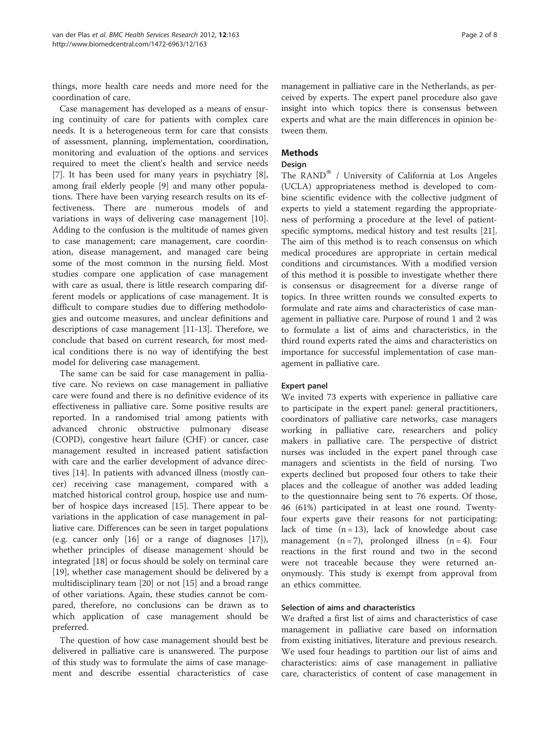things, more health care needs and more need for the coordination of care.

Case management has developed as a means of ensuring continuity of care for patients with complex care needs. It is a heterogeneous term for care that consists of assessment, planning, implementation, coordination, monitoring and evaluation of the options and services required to meet the client's health and service needs [7]. It has been used for many years in psychiatry [8], among frail elderly people [9] and many other populations. There have been varying research results on its effectiveness. There are numerous models of and variations in ways of delivering case management [10]. Adding to the confusion is the multitude of names given to case management; care management, care coordination, disease management, and managed care being some of the most common in the nursing field. Most studies compare one application of case management with care as usual, there is little research comparing different models or applications of case management. It is difficult to compare studies due to differing methodologies and outcome measures, and unclear definitions and descriptions of case management [11-13]. Therefore, we conclude that based on current research, for most medical conditions there is no way of identifying the best model for delivering case management.

The same can be said for case management in palliative care. No reviews on case management in palliative care were found and there is no definitive evidence of its effectiveness in palliative care. Some positive results are reported. In a randomised trial among patients with advanced chronic obstructive pulmonary disease (COPD), congestive heart failure (CHF) or cancer, case management resulted in increased patient satisfaction with care and the earlier development of advance directives [14]. In patients with advanced illness (mostly cancer) receiving case management, compared with a matched historical control group, hospice use and number of hospice days increased [15]. There appear to be variations in the application of case management in palliative care. Differences can be seen in target populations (e.g. cancer only [16] or a range of diagnoses [17]), whether principles of disease management should be integrated [18] or focus should be solely on terminal care [19], whether case management should be delivered by a multidisciplinary team [20] or not [15] and a broad range of other variations. Again, these studies cannot be compared, therefore, no conclusions can be drawn as to which application of case management should be preferred.

The question of how case management should best be delivered in palliative care is unanswered. The purpose of this study was to formulate the aims of case management and describe essential characteristics of case management in palliative care in the Netherlands, as perceived by experts. The expert panel procedure also gave insight into which topics there is consensus between experts and what are the main differences in opinion between them.

## Methods

### Design

The RAND® / University of California at Los Angeles (UCLA) appropriateness method is developed to combine scientific evidence with the collective judgment of experts to yield a statement regarding the appropriateness of performing a procedure at the level of patient-specific symptoms, medical history and test results [21]. The aim of this method is to reach consensus on which medical procedures are appropriate in certain medical conditions and circumstances. With a modified version of this method it is possible to investigate whether there is consensus or disagreement for a diverse range of topics. In three written rounds we consulted experts to formulate and rate aims and characteristics of case management in palliative care. Purpose of round 1 and 2 was to formulate a list of aims and characteristics, in the third round experts rated the aims and characteristics on importance for successful implementation of case management in palliative care.

### Expert panel

We invited 73 experts with experience in palliative care to participate in the expert panel: general practitioners, coordinators of palliative care networks, case managers working in palliative care, researchers and policy makers in palliative care. The perspective of district nurses was included in the expert panel through case managers and scientists in the field of nursing. Two experts declined but proposed four others to take their places and the colleague of another was added leading to the questionnaire being sent to 76 experts. Of those, 46 (61%) participated in at least one round. Twenty-four experts gave their reasons for not participating: lack of time (n = 13), lack of knowledge about case management (n = 7), prolonged illness (n = 4). Four reactions in the first round and two in the second were not traceable because they were returned anonymously. This study is exempt from approval from an ethics committee.

### Selection of aims and characteristics

We drafted a first list of aims and characteristics of case management in palliative care based on information from existing initiatives, literature and previous research. We used four headings to partition our list of aims and characteristics: aims of case management in palliative care, characteristics of content of case management in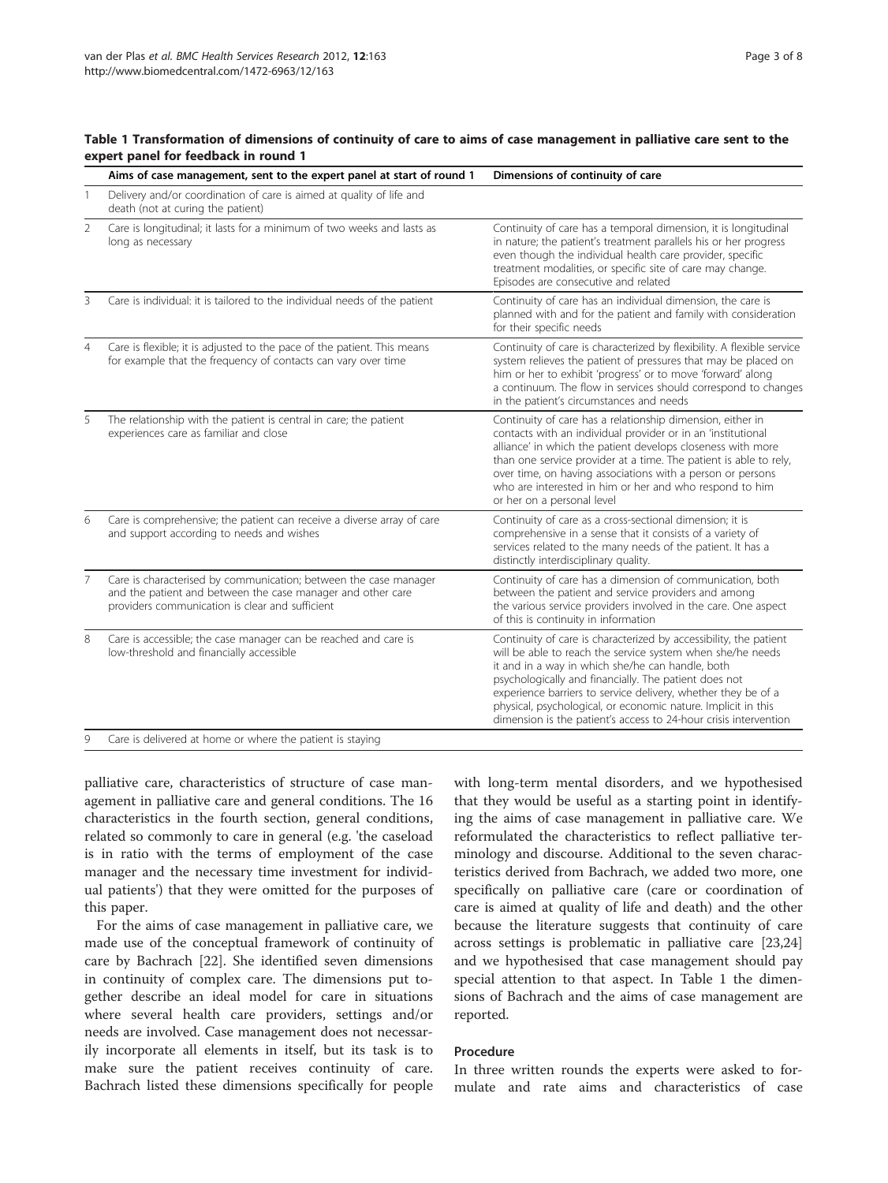**Table 1 Transformation of dimensions of continuity of care to aims of case management in palliative care sent to the expert panel for feedback in round 1**

| | Aims of case management, sent to the expert panel at start of round 1 | Dimensions of continuity of care |
|---|---|---|
| 1 | Delivery and/or coordination of care is aimed at quality of life and death (not at curing the patient) | |
| 2 | Care is longitudinal; it lasts for a minimum of two weeks and lasts as long as necessary | Continuity of care has a temporal dimension, it is longitudinal in nature; the patient's treatment parallels his or her progress even though the individual health care provider, specific treatment modalities, or specific site of care may change. Episodes are consecutive and related |
| 3 | Care is individual: it is tailored to the individual needs of the patient | Continuity of care has an individual dimension, the care is planned with and for the patient and family with consideration for their specific needs |
| 4 | Care is flexible; it is adjusted to the pace of the patient. This means for example that the frequency of contacts can vary over time | Continuity of care is characterized by flexibility. A flexible service system relieves the patient of pressures that may be placed on him or her to exhibit 'progress' or to move 'forward' along a continuum. The flow in services should correspond to changes in the patient's circumstances and needs |
| 5 | The relationship with the patient is central in care; the patient experiences care as familiar and close | Continuity of care has a relationship dimension, either in contacts with an individual provider or in an 'institutional alliance' in which the patient develops closeness with more than one service provider at a time. The patient is able to rely, over time, on having associations with a person or persons who are interested in him or her and who respond to him or her on a personal level |
| 6 | Care is comprehensive; the patient can receive a diverse array of care and support according to needs and wishes | Continuity of care as a cross-sectional dimension; it is comprehensive in a sense that it consists of a variety of services related to the many needs of the patient. It has a distinctly interdisciplinary quality. |
| 7 | Care is characterised by communication; between the case manager and the patient and between the case manager and other care providers communication is clear and sufficient | Continuity of care has a dimension of communication, both between the patient and service providers and among the various service providers involved in the care. One aspect of this is continuity in information |
| 8 | Care is accessible; the case manager can be reached and care is low-threshold and financially accessible | Continuity of care is characterized by accessibility, the patient will be able to reach the service system when she/he needs it and in a way in which she/he can handle, both psychologically and financially. The patient does not experience barriers to service delivery, whether they be of a physical, psychological, or economic nature. Implicit in this dimension is the patient's access to 24-hour crisis intervention |
| 9 | Care is delivered at home or where the patient is staying | |

palliative care, characteristics of structure of case management in palliative care and general conditions. The 16 characteristics in the fourth section, general conditions, related so commonly to care in general (e.g. 'the caseload is in ratio with the terms of employment of the case manager and the necessary time investment for individual patients') that they were omitted for the purposes of this paper.

For the aims of case management in palliative care, we made use of the conceptual framework of continuity of care by Bachrach [22]. She identified seven dimensions in continuity of complex care. The dimensions put together describe an ideal model for care in situations where several health care providers, settings and/or needs are involved. Case management does not necessarily incorporate all elements in itself, but its task is to make sure the patient receives continuity of care. Bachrach listed these dimensions specifically for people with long-term mental disorders, and we hypothesised that they would be useful as a starting point in identifying the aims of case management in palliative care. We reformulated the characteristics to reflect palliative terminology and discourse. Additional to the seven characteristics derived from Bachrach, we added two more, one specifically on palliative care (care or coordination of care is aimed at quality of life and death) and the other because the literature suggests that continuity of care across settings is problematic in palliative care [23,24] and we hypothesised that case management should pay special attention to that aspect. In Table 1 the dimensions of Bachrach and the aims of case management are reported.

### Procedure

In three written rounds the experts were asked to formulate and rate aims and characteristics of case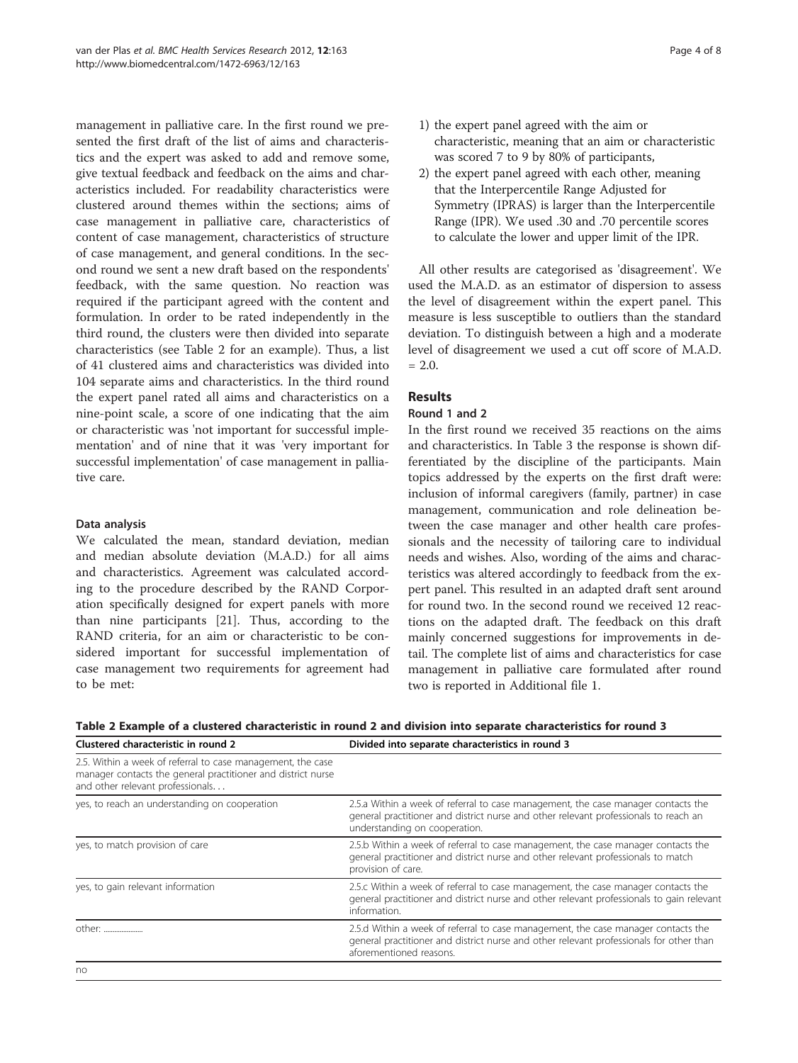management in palliative care. In the first round we presented the first draft of the list of aims and characteristics and the expert was asked to add and remove some, give textual feedback and feedback on the aims and characteristics included. For readability characteristics were clustered around themes within the sections; aims of case management in palliative care, characteristics of content of case management, characteristics of structure of case management, and general conditions. In the second round we sent a new draft based on the respondents' feedback, with the same question. No reaction was required if the participant agreed with the content and formulation. In order to be rated independently in the third round, the clusters were then divided into separate characteristics (see Table 2 for an example). Thus, a list of 41 clustered aims and characteristics was divided into 104 separate aims and characteristics. In the third round the expert panel rated all aims and characteristics on a nine-point scale, a score of one indicating that the aim or characteristic was 'not important for successful implementation' and of nine that it was 'very important for successful implementation' of case management in palliative care.

### Data analysis

We calculated the mean, standard deviation, median and median absolute deviation (M.A.D.) for all aims and characteristics. Agreement was calculated according to the procedure described by the RAND Corporation specifically designed for expert panels with more than nine participants [21]. Thus, according to the RAND criteria, for an aim or characteristic to be considered important for successful implementation of case management two requirements for agreement had to be met:

1) the expert panel agreed with the aim or characteristic, meaning that an aim or characteristic was scored 7 to 9 by 80% of participants,
2) the expert panel agreed with each other, meaning that the Interpercentile Range Adjusted for Symmetry (IPRAS) is larger than the Interpercentile Range (IPR). We used .30 and .70 percentile scores to calculate the lower and upper limit of the IPR.

All other results are categorised as 'disagreement'. We used the M.A.D. as an estimator of dispersion to assess the level of disagreement within the expert panel. This measure is less susceptible to outliers than the standard deviation. To distinguish between a high and a moderate level of disagreement we used a cut off score of M.A.D. = 2.0.

## Results

### Round 1 and 2

In the first round we received 35 reactions on the aims and characteristics. In Table 3 the response is shown differentiated by the discipline of the participants. Main topics addressed by the experts on the first draft were: inclusion of informal caregivers (family, partner) in case management, communication and role delineation between the case manager and other health care professionals and the necessity of tailoring care to individual needs and wishes. Also, wording of the aims and characteristics was altered accordingly to feedback from the expert panel. This resulted in an adapted draft sent around for round two. In the second round we received 12 reactions on the adapted draft. The feedback on this draft mainly concerned suggestions for improvements in detail. The complete list of aims and characteristics for case management in palliative care formulated after round two is reported in Additional file 1.

**Table 2 Example of a clustered characteristic in round 2 and division into separate characteristics for round 3**

| Clustered characteristic in round 2 | Divided into separate characteristics in round 3 |
|---|---|
| 2.5. Within a week of referral to case management, the case manager contacts the general practitioner and district nurse and other relevant professionals. . . | |
| yes, to reach an understanding on cooperation | 2.5.a Within a week of referral to case management, the case manager contacts the general practitioner and district nurse and other relevant professionals to reach an understanding on cooperation. |
| yes, to match provision of care | 2.5.b Within a week of referral to case management, the case manager contacts the general practitioner and district nurse and other relevant professionals to match provision of care. |
| yes, to gain relevant information | 2.5.c Within a week of referral to case management, the case manager contacts the general practitioner and district nurse and other relevant professionals to gain relevant information. |
| other: ..................... | 2.5.d Within a week of referral to case management, the case manager contacts the general practitioner and district nurse and other relevant professionals for other than aforementioned reasons. |
| no | |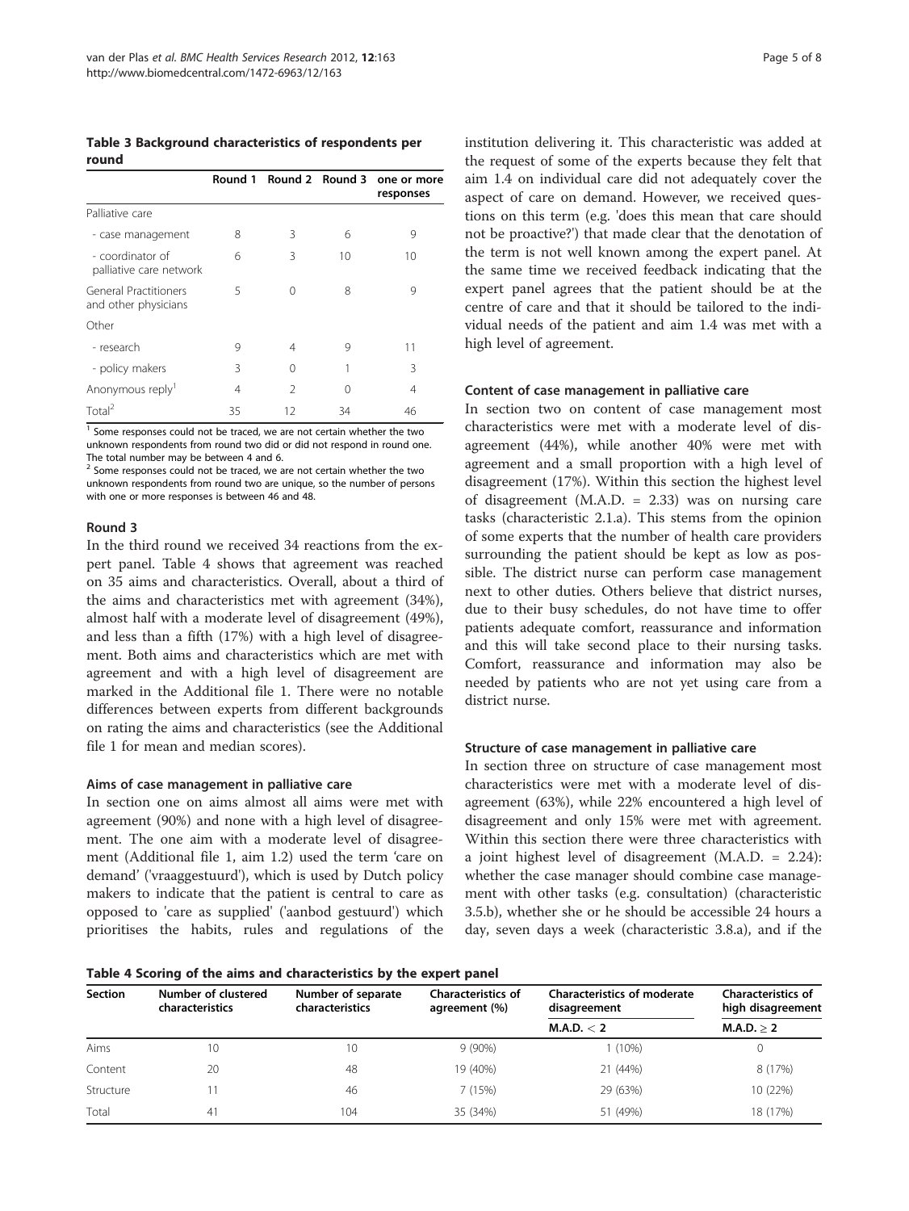**Table 3 Background characteristics of respondents per round**

| | Round 1 | Round 2 | Round 3 | one or more responses |
|---|---|---|---|---|
| Palliative care | | | | |
| - case management | 8 | 3 | 6 | 9 |
| - coordinator of palliative care network | 6 | 3 | 10 | 10 |
| General Practitioners and other physicians | 5 | 0 | 8 | 9 |
| Other | | | | |
| - research | 9 | 4 | 9 | 11 |
| - policy makers | 3 | 0 | 1 | 3 |
| Anonymous reply[1] | 4 | 2 | 0 | 4 |
| Total[2] | 35 | 12 | 34 | 46 |

[1] Some responses could not be traced, we are not certain whether the two unknown respondents from round two did or did not respond in round one. The total number may be between 4 and 6.

[2] Some responses could not be traced, we are not certain whether the two unknown respondents from round two are unique, so the number of persons with one or more responses is between 46 and 48.

### Round 3

In the third round we received 34 reactions from the expert panel. Table 4 shows that agreement was reached on 35 aims and characteristics. Overall, about a third of the aims and characteristics met with agreement (34%), almost half with a moderate level of disagreement (49%), and less than a fifth (17%) with a high level of disagreement. Both aims and characteristics which are met with agreement and with a high level of disagreement are marked in the Additional file 1. There were no notable differences between experts from different backgrounds on rating the aims and characteristics (see the Additional file 1 for mean and median scores).

#### Aims of case management in palliative care

In section one on aims almost all aims were met with agreement (90%) and none with a high level of disagreement. The one aim with a moderate level of disagreement (Additional file 1, aim 1.2) used the term 'care on demand' ('vraaggestuurd'), which is used by Dutch policy makers to indicate that the patient is central to care as opposed to 'care as supplied' ('aanbod gestuurd') which prioritises the habits, rules and regulations of the institution delivering it. This characteristic was added at the request of some of the experts because they felt that aim 1.4 on individual care did not adequately cover the aspect of care on demand. However, we received questions on this term (e.g. 'does this mean that care should not be proactive?') that made clear that the denotation of the term is not well known among the expert panel. At the same time we received feedback indicating that the expert panel agrees that the patient should be at the centre of care and that it should be tailored to the individual needs of the patient and aim 1.4 was met with a high level of agreement.

#### Content of case management in palliative care

In section two on content of case management most characteristics were met with a moderate level of disagreement (44%), while another 40% were met with agreement and a small proportion with a high level of disagreement (17%). Within this section the highest level of disagreement (M.A.D. = 2.33) was on nursing care tasks (characteristic 2.1.a). This stems from the opinion of some experts that the number of health care providers surrounding the patient should be kept as low as possible. The district nurse can perform case management next to other duties. Others believe that district nurses, due to their busy schedules, do not have time to offer patients adequate comfort, reassurance and information and this will take second place to their nursing tasks. Comfort, reassurance and information may also be needed by patients who are not yet using care from a district nurse.

#### Structure of case management in palliative care

In section three on structure of case management most characteristics were met with a moderate level of disagreement (63%), while 22% encountered a high level of disagreement and only 15% were met with agreement. Within this section there were three characteristics with a joint highest level of disagreement (M.A.D. = 2.24): whether the case manager should combine case management with other tasks (e.g. consultation) (characteristic 3.5.b), whether she or he should be accessible 24 hours a day, seven days a week (characteristic 3.8.a), and if the

**Table 4 Scoring of the aims and characteristics by the expert panel**

| Section | Number of clustered characteristics | Number of separate characteristics | Characteristics of agreement (%) | Characteristics of moderate disagreement | Characteristics of high disagreement |
|---|---|---|---|---|---|
| | | | | M.A.D. $< 2$ | M.A.D. $\geq 2$ |
| Aims | 10 | 10 | 9 (90%) | 1 (10%) | 0 |
| Content | 20 | 48 | 19 (40%) | 21 (44%) | 8 (17%) |
| Structure | 11 | 46 | 7 (15%) | 29 (63%) | 10 (22%) |
| Total | 41 | 104 | 35 (34%) | 51 (49%) | 18 (17%) |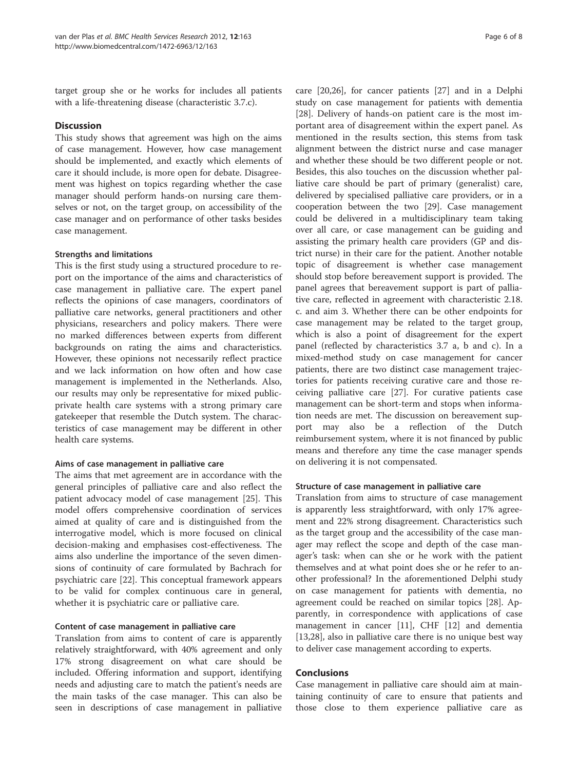target group she or he works for includes all patients with a life-threatening disease (characteristic 3.7.c).

## Discussion

This study shows that agreement was high on the aims of case management. However, how case management should be implemented, and exactly which elements of care it should include, is more open for debate. Disagreement was highest on topics regarding whether the case manager should perform hands-on nursing care themselves or not, on the target group, on accessibility of the case manager and on performance of other tasks besides case management.

### Strengths and limitations

This is the first study using a structured procedure to report on the importance of the aims and characteristics of case management in palliative care. The expert panel reflects the opinions of case managers, coordinators of palliative care networks, general practitioners and other physicians, researchers and policy makers. There were no marked differences between experts from different backgrounds on rating the aims and characteristics. However, these opinions not necessarily reflect practice and we lack information on how often and how case management is implemented in the Netherlands. Also, our results may only be representative for mixed public-private health care systems with a strong primary care gatekeeper that resemble the Dutch system. The characteristics of case management may be different in other health care systems.

### Aims of case management in palliative care

The aims that met agreement are in accordance with the general principles of palliative care and also reflect the patient advocacy model of case management [25]. This model offers comprehensive coordination of services aimed at quality of care and is distinguished from the interrogative model, which is more focused on clinical decision-making and emphasises cost-effectiveness. The aims also underline the importance of the seven dimensions of continuity of care formulated by Bachrach for psychiatric care [22]. This conceptual framework appears to be valid for complex continuous care in general, whether it is psychiatric care or palliative care.

### Content of case management in palliative care

Translation from aims to content of care is apparently relatively straightforward, with 40% agreement and only 17% strong disagreement on what care should be included. Offering information and support, identifying needs and adjusting care to match the patient's needs are the main tasks of the case manager. This can also be seen in descriptions of case management in palliative care [20,26], for cancer patients [27] and in a Delphi study on case management for patients with dementia [28]. Delivery of hands-on patient care is the most important area of disagreement within the expert panel. As mentioned in the results section, this stems from task alignment between the district nurse and case manager and whether these should be two different people or not. Besides, this also touches on the discussion whether palliative care should be part of primary (generalist) care, delivered by specialised palliative care providers, or in a cooperation between the two [29]. Case management could be delivered in a multidisciplinary team taking over all care, or case management can be guiding and assisting the primary health care providers (GP and district nurse) in their care for the patient. Another notable topic of disagreement is whether case management should stop before bereavement support is provided. The panel agrees that bereavement support is part of palliative care, reflected in agreement with characteristic 2.18. c. and aim 3. Whether there can be other endpoints for case management may be related to the target group, which is also a point of disagreement for the expert panel (reflected by characteristics 3.7 a, b and c). In a mixed-method study on case management for cancer patients, there are two distinct case management trajectories for patients receiving curative care and those receiving palliative care [27]. For curative patients case management can be short-term and stops when information needs are met. The discussion on bereavement support may also be a reflection of the Dutch reimbursement system, where it is not financed by public means and therefore any time the case manager spends on delivering it is not compensated.

### Structure of case management in palliative care

Translation from aims to structure of case management is apparently less straightforward, with only 17% agreement and 22% strong disagreement. Characteristics such as the target group and the accessibility of the case manager may reflect the scope and depth of the case manager's task: when can she or he work with the patient themselves and at what point does she or he refer to another professional? In the aforementioned Delphi study on case management for patients with dementia, no agreement could be reached on similar topics [28]. Apparently, in correspondence with applications of case management in cancer [11], CHF [12] and dementia [13,28], also in palliative care there is no unique best way to deliver case management according to experts.

## Conclusions

Case management in palliative care should aim at maintaining continuity of care to ensure that patients and those close to them experience palliative care as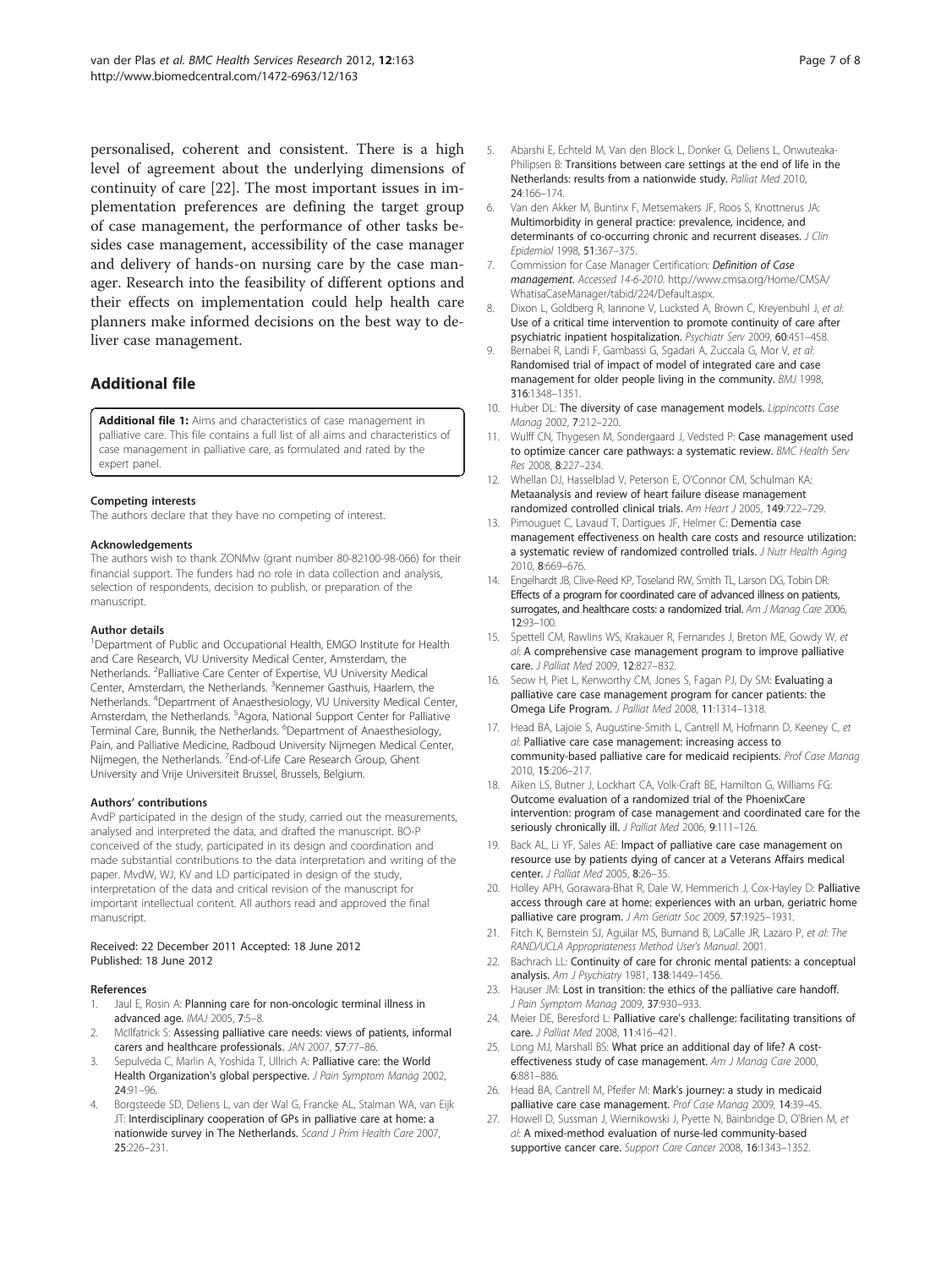personalised, coherent and consistent. There is a high level of agreement about the underlying dimensions of continuity of care [22]. The most important issues in implementation preferences are defining the target group of case management, the performance of other tasks besides case management, accessibility of the case manager and delivery of hands-on nursing care by the case manager. Research into the feasibility of different options and their effects on implementation could help health care planners make informed decisions on the best way to deliver case management.

## Additional file

**Additional file 1:** Aims and characteristics of case management in palliative care. This file contains a full list of all aims and characteristics of case management in palliative care, as formulated and rated by the expert panel.

#### Competing interests

The authors declare that they have no competing of interest.

#### Acknowledgements

The authors wish to thank ZONMw (grant number 80-82100-98-066) for their financial support. The funders had no role in data collection and analysis, selection of respondents, decision to publish, or preparation of the manuscript.

#### Author details

[1]Department of Public and Occupational Health, EMGO Institute for Health and Care Research, VU University Medical Center, Amsterdam, the Netherlands. [2]Palliative Care Center of Expertise, VU University Medical Center, Amsterdam, the Netherlands. [3]Kennemer Gasthuis, Haarlem, the Netherlands. [4]Department of Anaesthesiology, VU University Medical Center, Amsterdam, the Netherlands. [5]Agora, National Support Center for Palliative Terminal Care, Bunnik, the Netherlands. [6]Department of Anaesthesiology, Pain, and Palliative Medicine, Radboud University Nijmegen Medical Center, Nijmegen, the Netherlands. [7]End-of-Life Care Research Group, Ghent University and Vrije Universiteit Brussel, Brussels, Belgium.

#### Authors' contributions

AvdP participated in the design of the study, carried out the measurements, analysed and interpreted the data, and drafted the manuscript. BO-P conceived of the study, participated in its design and coordination and made substantial contributions to the data interpretation and writing of the paper. MvdW, WJ, KV and LD participated in design of the study, interpretation of the data and critical revision of the manuscript for important intellectual content. All authors read and approved the final manuscript.

Received: 22 December 2011 Accepted: 18 June 2012
Published: 18 June 2012

#### References

1. Jaul E, Rosin A: **Planning care for non-oncologic terminal illness in advanced age.** *IMAJ* 2005, **7**:5–8.
2. McIlfatrick S: **Assessing palliative care needs: views of patients, informal carers and healthcare professionals.** *JAN* 2007, **57**:77–86.
3. Sepulveda C, Marlin A, Yoshida T, Ullrich A: **Palliative care: the World Health Organization's global perspective.** *J Pain Symptom Manag* 2002, **24**:91–96.
4. Borgsteede SD, Deliens L, van der Wal G, Francke AL, Stalman WA, van Eijk JT: **Interdisciplinary cooperation of GPs in palliative care at home: a nationwide survey in The Netherlands.** *Scand J Prim Health Care* 2007, **25**:226–231.
5. Abarshi E, Echteld M, Van den Block L, Donker G, Deliens L, Onwuteaka-Philipsen B: **Transitions between care settings at the end of life in the Netherlands: results from a nationwide study.** *Palliat Med* 2010, **24**:166–174.
6. Van den Akker M, Buntinx F, Metsemakers JF, Roos S, Knottnerus JA: **Multimorbidity in general practice: prevalence, incidence, and determinants of co-occurring chronic and recurrent diseases.** *J Clin Epidemiol* 1998, **51**:367–375.
7. Commission for Case Manager Certification: ***Definition of Case management.*** *Accessed 14-6-2010.* http://www.cmsa.org/Home/CMSA/WhatisaCaseManager/tabid/224/Default.aspx.
8. Dixon L, Goldberg R, Iannone V, Lucksted A, Brown C, Kreyenbuhl J, *et al*: **Use of a critical time intervention to promote continuity of care after psychiatric inpatient hospitalization.** *Psychiatr Serv* 2009, **60**:451–458.
9. Bernabei R, Landi F, Gambassi G, Sgadari A, Zuccala G, Mor V, *et al*: **Randomised trial of impact of model of integrated care and case management for older people living in the community.** *BMJ* 1998, **316**:1348–1351.
10. Huber DL: **The diversity of case management models.** *Lippincotts Case Manag* 2002, **7**:212–220.
11. Wulff CN, Thygesen M, Sondergaard J, Vedsted P: **Case management used to optimize cancer care pathways: a systematic review.** *BMC Health Serv Res* 2008, **8**:227–234.
12. Whellan DJ, Hasselblad V, Peterson E, O'Connor CM, Schulman KA: **Metaanalysis and review of heart failure disease management randomized controlled clinical trials.** *Am Heart J* 2005, **149**:722–729.
13. Pimouguet C, Lavaud T, Dartigues JF, Helmer C: **Dementia case management effectiveness on health care costs and resource utilization: a systematic review of randomized controlled trials.** *J Nutr Health Aging* 2010, **8**:669–676.
14. Engelhardt JB, Clive-Reed KP, Toseland RW, Smith TL, Larson DG, Tobin DR: **Effects of a program for coordinated care of advanced illness on patients, surrogates, and healthcare costs: a randomized trial.** *Am J Manag Care* 2006, **12**:93–100.
15. Spettell CM, Rawlins WS, Krakauer R, Fernandes J, Breton ME, Gowdy W, *et al*: **A comprehensive case management program to improve palliative care.** *J Palliat Med* 2009, **12**:827–832.
16. Seow H, Piet L, Kenworthy CM, Jones S, Fagan PJ, Dy SM: **Evaluating a palliative care case management program for cancer patients: the Omega Life Program.** *J Palliat Med* 2008, **11**:1314–1318.
17. Head BA, Lajoie S, Augustine-Smith L, Cantrell M, Hofmann D, Keeney C, *et al*: **Palliative care case management: increasing access to community-based palliative care for medicaid recipients.** *Prof Case Manag* 2010, **15**:206–217.
18. Aiken LS, Butner J, Lockhart CA, Volk-Craft BE, Hamilton G, Williams FG: **Outcome evaluation of a randomized trial of the PhoenixCare intervention: program of case management and coordinated care for the seriously chronically ill.** *J Palliat Med* 2006, **9**:111–126.
19. Back AL, Li YF, Sales AE: **Impact of palliative care case management on resource use by patients dying of cancer at a Veterans Affairs medical center.** *J Palliat Med* 2005, **8**:26–35.
20. Holley APH, Gorawara-Bhat R, Dale W, Hemmerich J, Cox-Hayley D: **Palliative access through care at home: experiences with an urban, geriatric home palliative care program.** *J Am Geriatr Soc* 2009, **57**:1925–1931.
21. Fitch K, Bernstein SJ, Aguilar MS, Burnand B, LaCalle JR, Lazaro P, *et al*: *The RAND/UCLA Appropriateness Method User's Manual.* 2001.
22. Bachrach LL: **Continuity of care for chronic mental patients: a conceptual analysis.** *Am J Psychiatry* 1981, **138**:1449–1456.
23. Hauser JM: **Lost in transition: the ethics of the palliative care handoff.** *J Pain Symptom Manag* 2009, **37**:930–933.
24. Meier DE, Beresford L: **Palliative care's challenge: facilitating transitions of care.** *J Palliat Med* 2008, **11**:416–421.
25. Long MJ, Marshall BS: **What price an additional day of life? A cost-effectiveness study of case management.** *Am J Manag Care* 2000, **6**:881–886.
26. Head BA, Cantrell M, Pfeifer M: **Mark's journey: a study in medicaid palliative care case management.** *Prof Case Manag* 2009, **14**:39–45.
27. Howell D, Sussman J, Wiernikowski J, Pyette N, Bainbridge D, O'Brien M, *et al*: **A mixed-method evaluation of nurse-led community-based supportive cancer care.** *Support Care Cancer* 2008, **16**:1343–1352.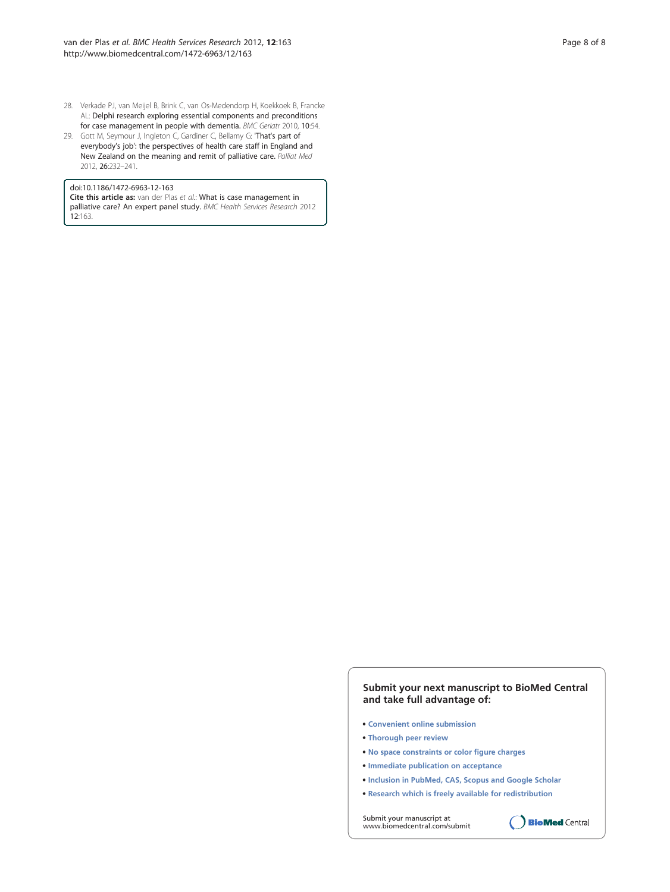28. Verkade PJ, van Meijel B, Brink C, van Os-Medendorp H, Koekkoek B, Francke AL: Delphi research exploring essential components and preconditions for case management in people with dementia. *BMC Geriatr* 2010, **10**:54.
29. Gott M, Seymour J, Ingleton C, Gardiner C, Bellamy G: 'That's part of everybody's job': the perspectives of health care staff in England and New Zealand on the meaning and remit of palliative care. *Palliat Med* 2012, **26**:232–241.

doi:10.1186/1472-6963-12-163

**Cite this article as:** van der Plas *et al.*: What is case management in palliative care? An expert panel study. *BMC Health Services Research* 2012 **12**:163.

**Submit your next manuscript to BioMed Central and take full advantage of:**

- **Convenient online submission**
- **Thorough peer review**
- **No space constraints or color figure charges**
- **Immediate publication on acceptance**
- **Inclusion in PubMed, CAS, Scopus and Google Scholar**
- **Research which is freely available for redistribution**

Submit your manuscript at www.biomedcentral.com/submit

BioMed Central